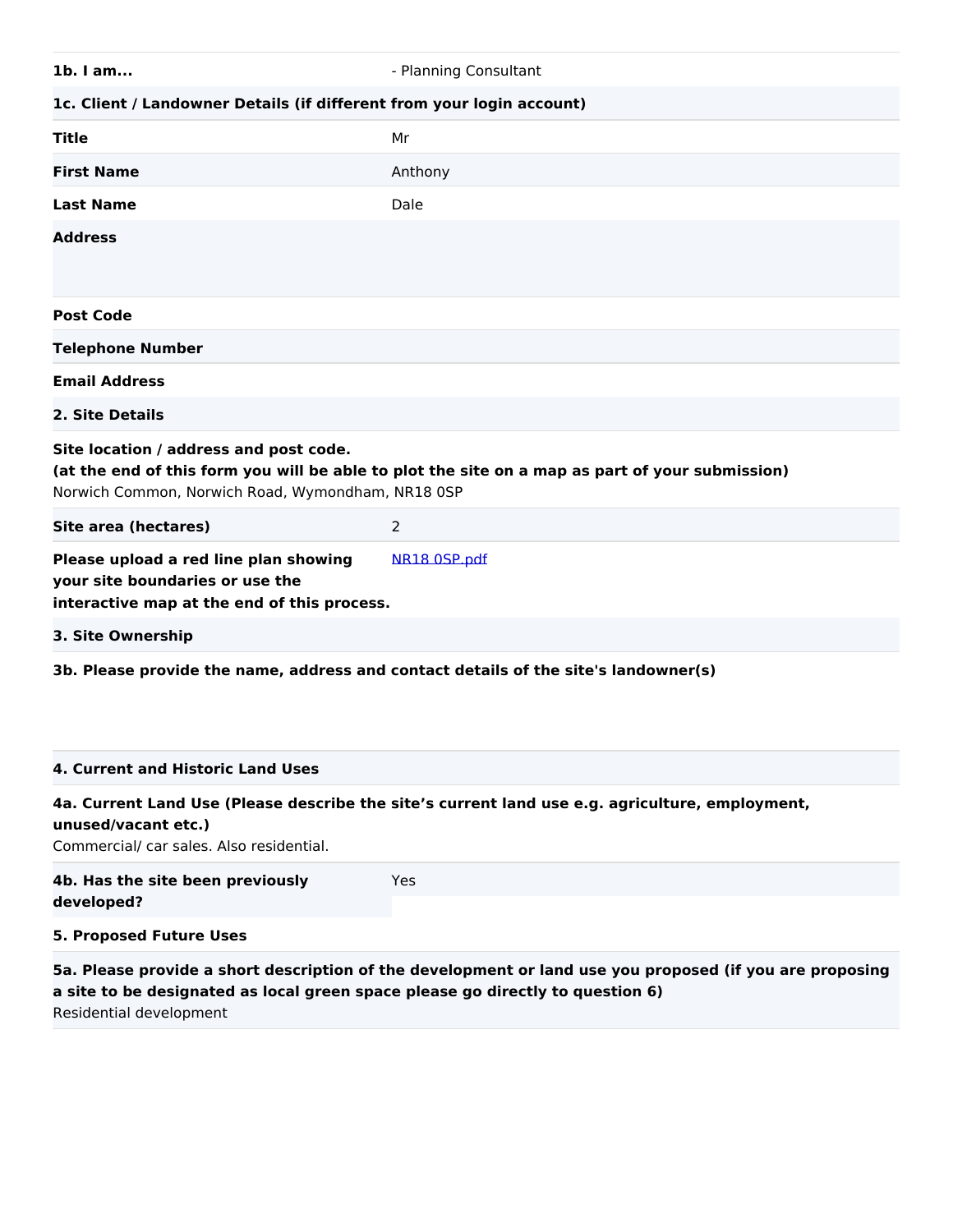| | |
|---|---|
| **1b. I am...** | - Planning Consultant |

**1c. Client / Landowner Details (if different from your login account)**

| | |
|---|---|
| **Title** | Mr |
| **First Name** | Anthony |
| **Last Name** | Dale |
| **Address** | |
| **Post Code** | |
| **Telephone Number** | |
| **Email Address** | |

**2. Site Details**

**Site location / address and post code.**
**(at the end of this form you will be able to plot the site on a map as part of your submission)**
Norwich Common, Norwich Road, Wymondham, NR18 0SP

| | |
|---|---|
| **Site area (hectares)** | 2 |
| **Please upload a red line plan showing your site boundaries or use the interactive map at the end of this process.** | [NR18 0SP.pdf]() |

**3. Site Ownership**

**3b. Please provide the name, address and contact details of the site's landowner(s)**

**4. Current and Historic Land Uses**

**4a. Current Land Use (Please describe the site's current land use e.g. agriculture, employment, unused/vacant etc.)**
Commercial/ car sales. Also residential.

| | |
|---|---|
| **4b. Has the site been previously developed?** | Yes |

**5. Proposed Future Uses**

**5a. Please provide a short description of the development or land use you proposed (if you are proposing a site to be designated as local green space please go directly to question 6)**
Residential development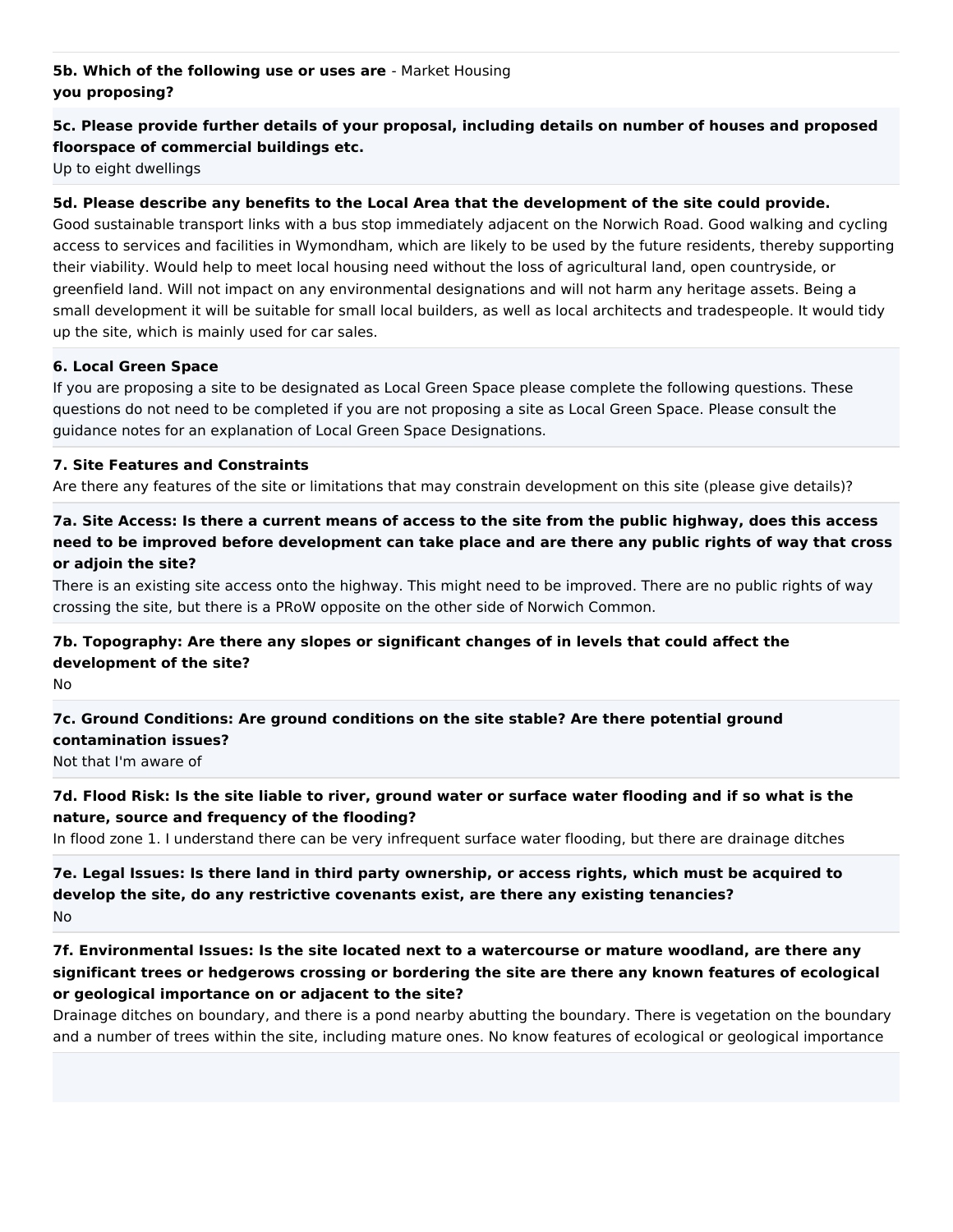**5b. Which of the following use or uses are you proposing?** - Market Housing

**5c. Please provide further details of your proposal, including details on number of houses and proposed floorspace of commercial buildings etc.**

Up to eight dwellings

**5d. Please describe any benefits to the Local Area that the development of the site could provide.**

Good sustainable transport links with a bus stop immediately adjacent on the Norwich Road. Good walking and cycling access to services and facilities in Wymondham, which are likely to be used by the future residents, thereby supporting their viability. Would help to meet local housing need without the loss of agricultural land, open countryside, or greenfield land. Will not impact on any environmental designations and will not harm any heritage assets. Being a small development it will be suitable for small local builders, as well as local architects and tradespeople. It would tidy up the site, which is mainly used for car sales.

**6. Local Green Space**

If you are proposing a site to be designated as Local Green Space please complete the following questions. These questions do not need to be completed if you are not proposing a site as Local Green Space. Please consult the guidance notes for an explanation of Local Green Space Designations.

**7. Site Features and Constraints**

Are there any features of the site or limitations that may constrain development on this site (please give details)?

**7a. Site Access: Is there a current means of access to the site from the public highway, does this access need to be improved before development can take place and are there any public rights of way that cross or adjoin the site?**

There is an existing site access onto the highway. This might need to be improved. There are no public rights of way crossing the site, but there is a PRoW opposite on the other side of Norwich Common.

**7b. Topography: Are there any slopes or significant changes of in levels that could affect the development of the site?**

No

**7c. Ground Conditions: Are ground conditions on the site stable? Are there potential ground contamination issues?**

Not that I'm aware of

**7d. Flood Risk: Is the site liable to river, ground water or surface water flooding and if so what is the nature, source and frequency of the flooding?**

In flood zone 1. I understand there can be very infrequent surface water flooding, but there are drainage ditches

**7e. Legal Issues: Is there land in third party ownership, or access rights, which must be acquired to develop the site, do any restrictive covenants exist, are there any existing tenancies?**

No

**7f. Environmental Issues: Is the site located next to a watercourse or mature woodland, are there any significant trees or hedgerows crossing or bordering the site are there any known features of ecological or geological importance on or adjacent to the site?**

Drainage ditches on boundary, and there is a pond nearby abutting the boundary. There is vegetation on the boundary and a number of trees within the site, including mature ones. No know features of ecological or geological importance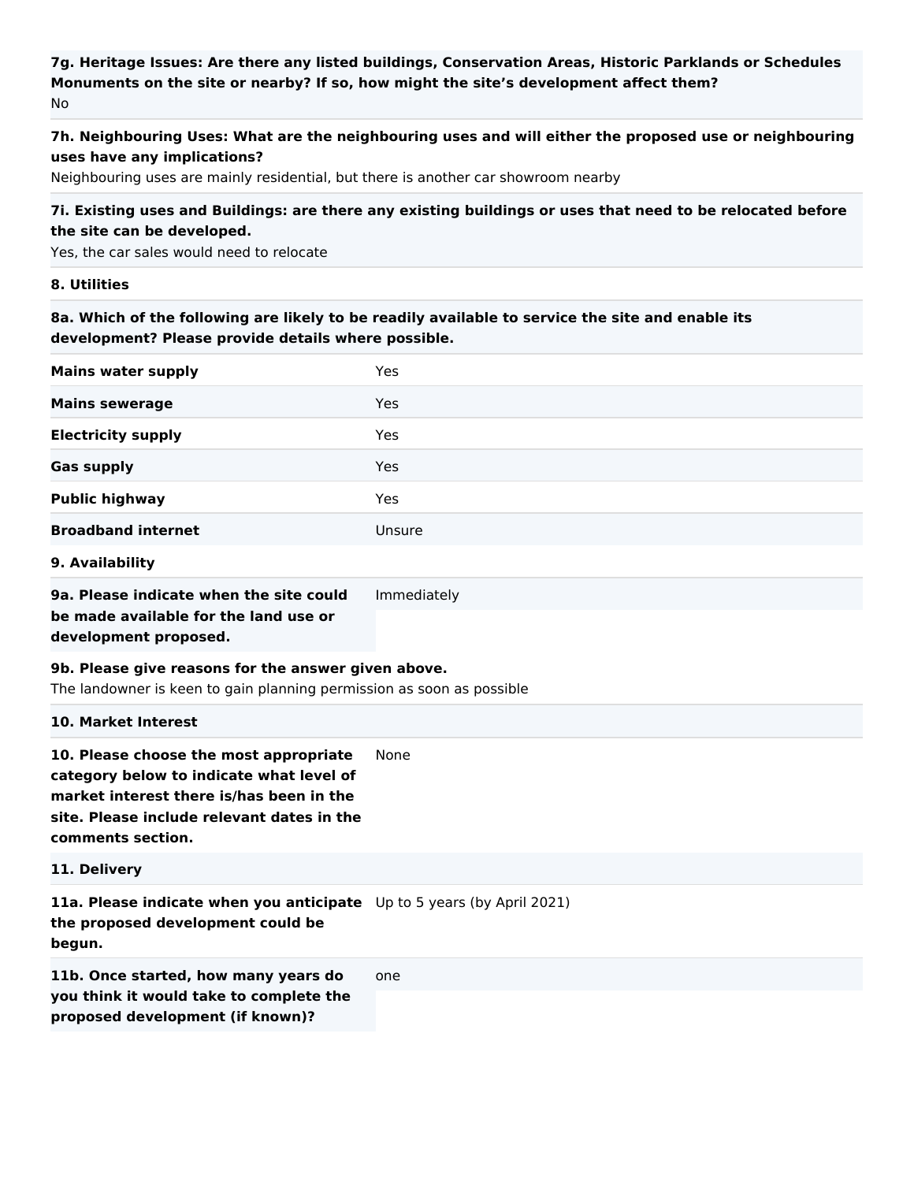**7g. Heritage Issues: Are there any listed buildings, Conservation Areas, Historic Parklands or Schedules Monuments on the site or nearby? If so, how might the site's development affect them?**
No

**7h. Neighbouring Uses: What are the neighbouring uses and will either the proposed use or neighbouring uses have any implications?**
Neighbouring uses are mainly residential, but there is another car showroom nearby

**7i. Existing uses and Buildings: are there any existing buildings or uses that need to be relocated before the site can be developed.**
Yes, the car sales would need to relocate

**8. Utilities**

**8a. Which of the following are likely to be readily available to service the site and enable its development? Please provide details where possible.**

| | |
|---|---|
| **Mains water supply** | Yes |
| **Mains sewerage** | Yes |
| **Electricity supply** | Yes |
| **Gas supply** | Yes |
| **Public highway** | Yes |
| **Broadband internet** | Unsure |

**9. Availability**

| | |
|---|---|
| **9a. Please indicate when the site could be made available for the land use or development proposed.** | Immediately |

**9b. Please give reasons for the answer given above.**
The landowner is keen to gain planning permission as soon as possible

**10. Market Interest**

| | |
|---|---|
| **10. Please choose the most appropriate category below to indicate what level of market interest there is/has been in the site. Please include relevant dates in the comments section.** | None |

**11. Delivery**

| | |
|---|---|
| **11a. Please indicate when you anticipate the proposed development could be begun.** | Up to 5 years (by April 2021) |
| **11b. Once started, how many years do you think it would take to complete the proposed development (if known)?** | one |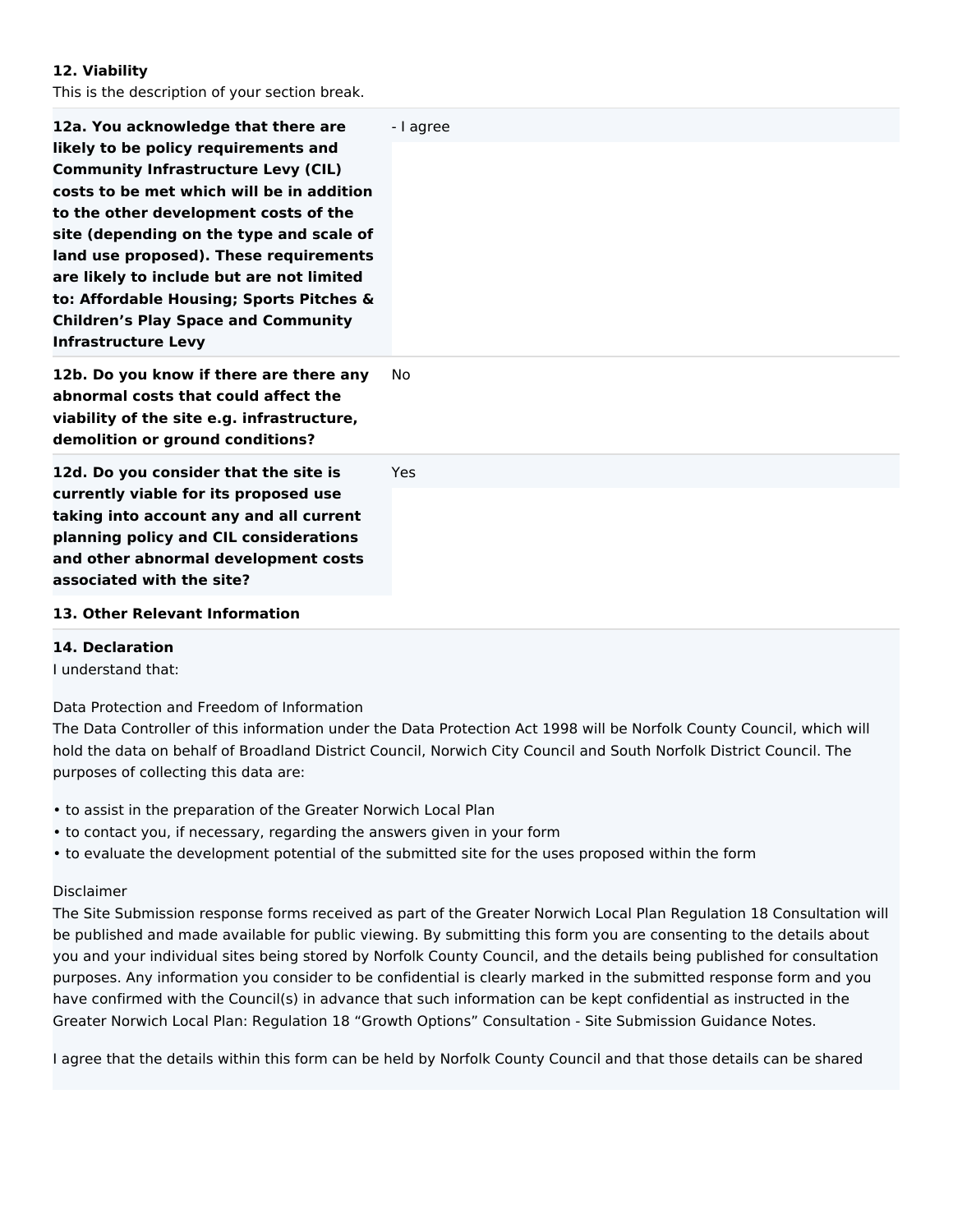### 12. Viability

This is the description of your section break.

| | |
|---|---|
| **12a. You acknowledge that there are likely to be policy requirements and Community Infrastructure Levy (CIL) costs to be met which will be in addition to the other development costs of the site (depending on the type and scale of land use proposed). These requirements are likely to include but are not limited to: Affordable Housing; Sports Pitches & Children's Play Space and Community Infrastructure Levy** | - I agree |
| **12b. Do you know if there are there any abnormal costs that could affect the viability of the site e.g. infrastructure, demolition or ground conditions?** | No |
| **12d. Do you consider that the site is currently viable for its proposed use taking into account any and all current planning policy and CIL considerations and other abnormal development costs associated with the site?** | Yes |

### 13. Other Relevant Information

### 14. Declaration

I understand that:

Data Protection and Freedom of Information

The Data Controller of this information under the Data Protection Act 1998 will be Norfolk County Council, which will hold the data on behalf of Broadland District Council, Norwich City Council and South Norfolk District Council. The purposes of collecting this data are:

- to assist in the preparation of the Greater Norwich Local Plan
- to contact you, if necessary, regarding the answers given in your form
- to evaluate the development potential of the submitted site for the uses proposed within the form

Disclaimer

The Site Submission response forms received as part of the Greater Norwich Local Plan Regulation 18 Consultation will be published and made available for public viewing. By submitting this form you are consenting to the details about you and your individual sites being stored by Norfolk County Council, and the details being published for consultation purposes. Any information you consider to be confidential is clearly marked in the submitted response form and you have confirmed with the Council(s) in advance that such information can be kept confidential as instructed in the Greater Norwich Local Plan: Regulation 18 "Growth Options" Consultation - Site Submission Guidance Notes.

I agree that the details within this form can be held by Norfolk County Council and that those details can be shared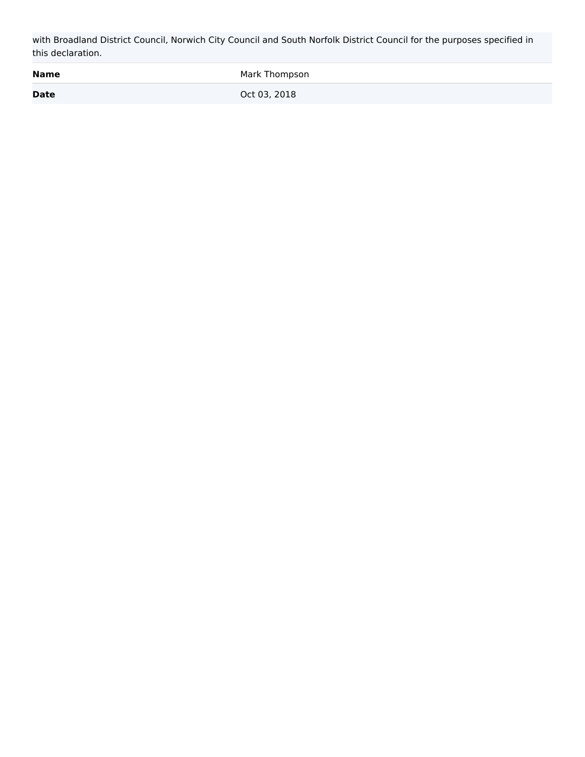with Broadland District Council, Norwich City Council and South Norfolk District Council for the purposes specified in this declaration.

| | |
|---|---|
| **Name** | Mark Thompson |
| **Date** | Oct 03, 2018 |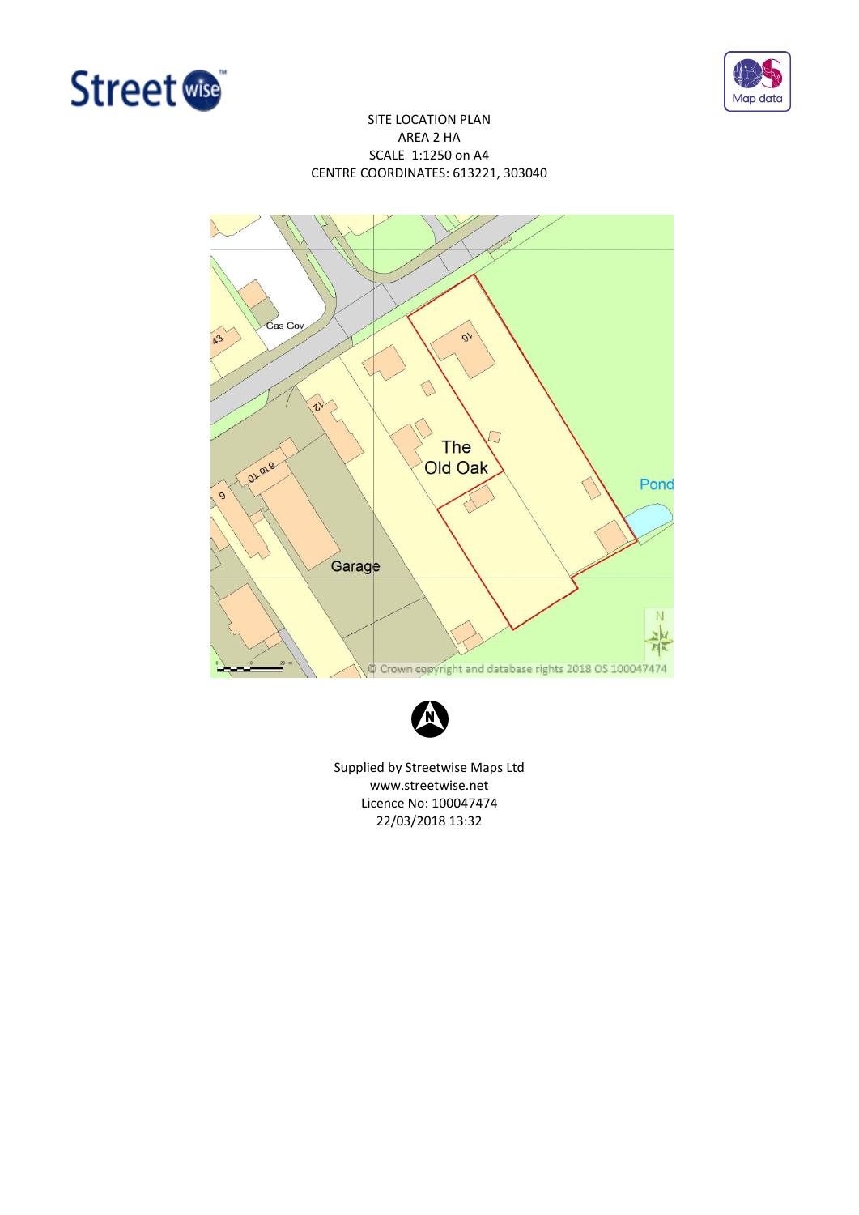Streetwise

Map data

SITE LOCATION PLAN
AREA 2 HA
SCALE 1:1250 on A4
CENTRE COORDINATES: 613221, 303040

Gas Gov

43

16

12

The Old Oak

8 to 10

9

Pond

Garage

N

© Crown copyright and database rights 2018 OS 100047474

Supplied by Streetwise Maps Ltd
www.streetwise.net
Licence No: 100047474
22/03/2018 13:32